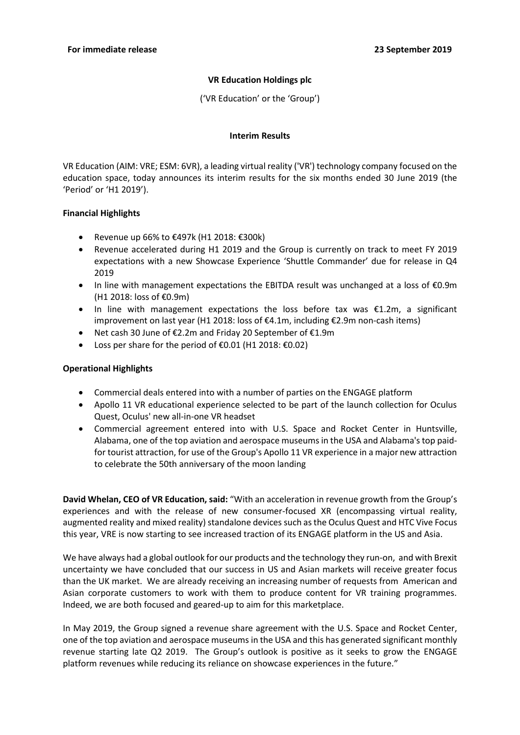**For immediate release** **23 September 2019**

**VR Education Holdings plc**

('VR Education' or the 'Group')

**Interim Results**

VR Education (AIM: VRE; ESM: 6VR), a leading virtual reality ('VR') technology company focused on the education space, today announces its interim results for the six months ended 30 June 2019 (the 'Period' or 'H1 2019').

**Financial Highlights**

- Revenue up 66% to €497k (H1 2018: €300k)
- Revenue accelerated during H1 2019 and the Group is currently on track to meet FY 2019 expectations with a new Showcase Experience 'Shuttle Commander' due for release in Q4 2019
- In line with management expectations the EBITDA result was unchanged at a loss of €0.9m (H1 2018: loss of €0.9m)
- In line with management expectations the loss before tax was €1.2m, a significant improvement on last year (H1 2018: loss of €4.1m, including €2.9m non-cash items)
- Net cash 30 June of €2.2m and Friday 20 September of €1.9m
- Loss per share for the period of €0.01 (H1 2018: €0.02)

**Operational Highlights**

- Commercial deals entered into with a number of parties on the ENGAGE platform
- Apollo 11 VR educational experience selected to be part of the launch collection for Oculus Quest, Oculus' new all-in-one VR headset
- Commercial agreement entered into with U.S. Space and Rocket Center in Huntsville, Alabama, one of the top aviation and aerospace museums in the USA and Alabama's top paid-for tourist attraction, for use of the Group's Apollo 11 VR experience in a major new attraction to celebrate the 50th anniversary of the moon landing

**David Whelan, CEO of VR Education, said:** "With an acceleration in revenue growth from the Group's experiences and with the release of new consumer-focused XR (encompassing virtual reality, augmented reality and mixed reality) standalone devices such as the Oculus Quest and HTC Vive Focus this year, VRE is now starting to see increased traction of its ENGAGE platform in the US and Asia.

We have always had a global outlook for our products and the technology they run-on, and with Brexit uncertainty we have concluded that our success in US and Asian markets will receive greater focus than the UK market. We are already receiving an increasing number of requests from American and Asian corporate customers to work with them to produce content for VR training programmes. Indeed, we are both focused and geared-up to aim for this marketplace.

In May 2019, the Group signed a revenue share agreement with the U.S. Space and Rocket Center, one of the top aviation and aerospace museums in the USA and this has generated significant monthly revenue starting late Q2 2019. The Group's outlook is positive as it seeks to grow the ENGAGE platform revenues while reducing its reliance on showcase experiences in the future."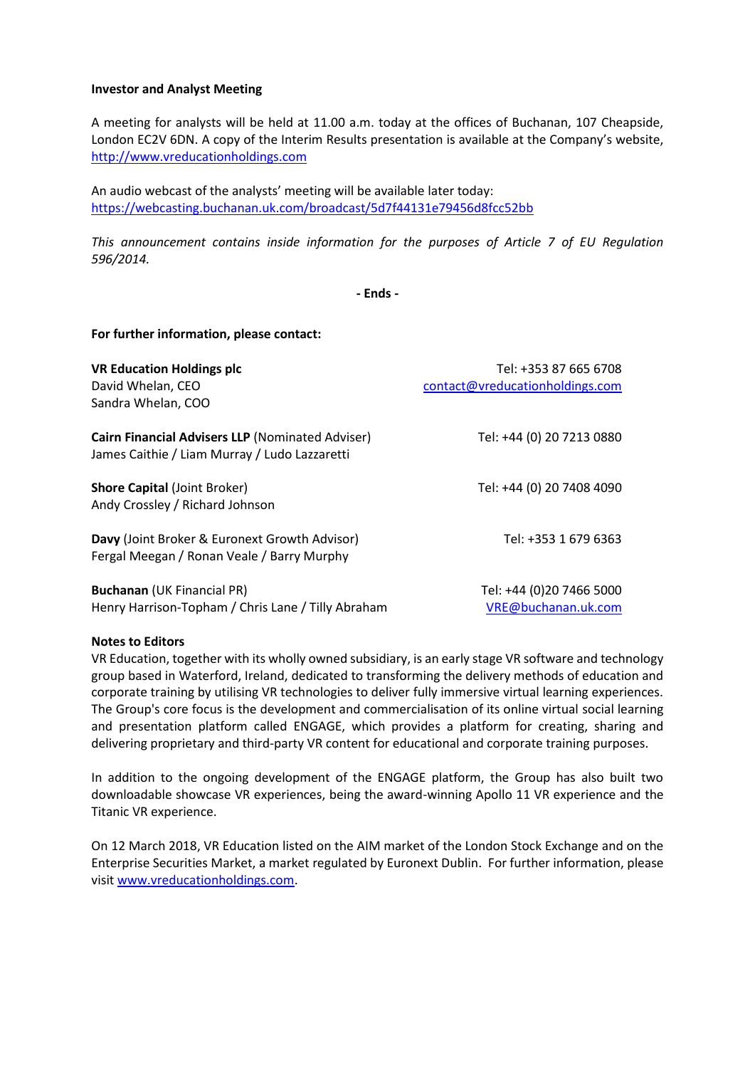**Investor and Analyst Meeting**

A meeting for analysts will be held at 11.00 a.m. today at the offices of Buchanan, 107 Cheapside, London EC2V 6DN. A copy of the Interim Results presentation is available at the Company's website, http://www.vreducationholdings.com

An audio webcast of the analysts' meeting will be available later today:
https://webcasting.buchanan.uk.com/broadcast/5d7f44131e79456d8fcc52bb

*This announcement contains inside information for the purposes of Article 7 of EU Regulation 596/2014.*

**- Ends -**

**For further information, please contact:**

| | |
|---|---|
| **VR Education Holdings plc**<br>David Whelan, CEO<br>Sandra Whelan, COO | Tel: +353 87 665 6708<br>contact@vreducationholdings.com |
| **Cairn Financial Advisers LLP** (Nominated Adviser)<br>James Caithie / Liam Murray / Ludo Lazzaretti | Tel: +44 (0) 20 7213 0880 |
| **Shore Capital** (Joint Broker)<br>Andy Crossley / Richard Johnson | Tel: +44 (0) 20 7408 4090 |
| **Davy** (Joint Broker & Euronext Growth Advisor)<br>Fergal Meegan / Ronan Veale / Barry Murphy | Tel: +353 1 679 6363 |
| **Buchanan** (UK Financial PR)<br>Henry Harrison-Topham / Chris Lane / Tilly Abraham | Tel: +44 (0)20 7466 5000<br>VRE@buchanan.uk.com |

**Notes to Editors**

VR Education, together with its wholly owned subsidiary, is an early stage VR software and technology group based in Waterford, Ireland, dedicated to transforming the delivery methods of education and corporate training by utilising VR technologies to deliver fully immersive virtual learning experiences. The Group's core focus is the development and commercialisation of its online virtual social learning and presentation platform called ENGAGE, which provides a platform for creating, sharing and delivering proprietary and third-party VR content for educational and corporate training purposes.

In addition to the ongoing development of the ENGAGE platform, the Group has also built two downloadable showcase VR experiences, being the award-winning Apollo 11 VR experience and the Titanic VR experience.

On 12 March 2018, VR Education listed on the AIM market of the London Stock Exchange and on the Enterprise Securities Market, a market regulated by Euronext Dublin. For further information, please visit www.vreducationholdings.com.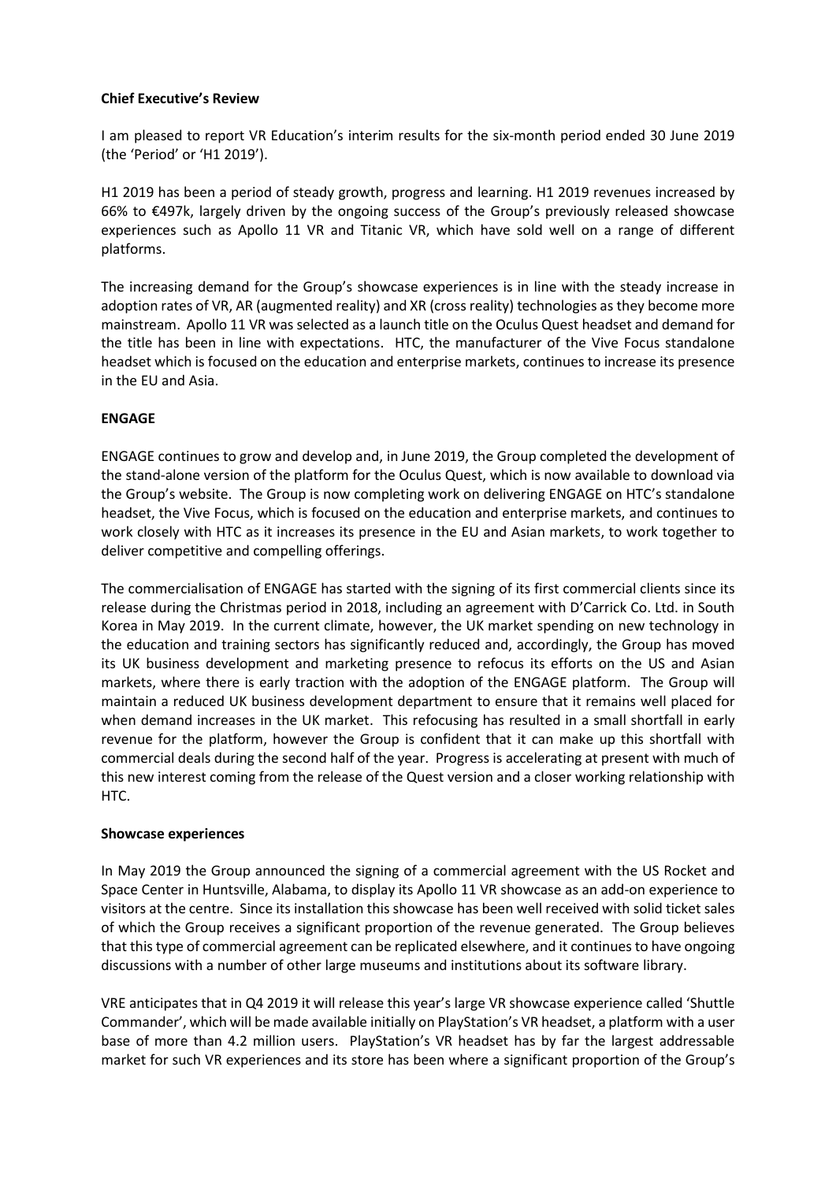**Chief Executive's Review**

I am pleased to report VR Education's interim results for the six-month period ended 30 June 2019 (the 'Period' or 'H1 2019').

H1 2019 has been a period of steady growth, progress and learning. H1 2019 revenues increased by 66% to €497k, largely driven by the ongoing success of the Group's previously released showcase experiences such as Apollo 11 VR and Titanic VR, which have sold well on a range of different platforms.

The increasing demand for the Group's showcase experiences is in line with the steady increase in adoption rates of VR, AR (augmented reality) and XR (cross reality) technologies as they become more mainstream. Apollo 11 VR was selected as a launch title on the Oculus Quest headset and demand for the title has been in line with expectations. HTC, the manufacturer of the Vive Focus standalone headset which is focused on the education and enterprise markets, continues to increase its presence in the EU and Asia.

**ENGAGE**

ENGAGE continues to grow and develop and, in June 2019, the Group completed the development of the stand-alone version of the platform for the Oculus Quest, which is now available to download via the Group's website. The Group is now completing work on delivering ENGAGE on HTC's standalone headset, the Vive Focus, which is focused on the education and enterprise markets, and continues to work closely with HTC as it increases its presence in the EU and Asian markets, to work together to deliver competitive and compelling offerings.

The commercialisation of ENGAGE has started with the signing of its first commercial clients since its release during the Christmas period in 2018, including an agreement with D'Carrick Co. Ltd. in South Korea in May 2019. In the current climate, however, the UK market spending on new technology in the education and training sectors has significantly reduced and, accordingly, the Group has moved its UK business development and marketing presence to refocus its efforts on the US and Asian markets, where there is early traction with the adoption of the ENGAGE platform. The Group will maintain a reduced UK business development department to ensure that it remains well placed for when demand increases in the UK market. This refocusing has resulted in a small shortfall in early revenue for the platform, however the Group is confident that it can make up this shortfall with commercial deals during the second half of the year. Progress is accelerating at present with much of this new interest coming from the release of the Quest version and a closer working relationship with HTC.

**Showcase experiences**

In May 2019 the Group announced the signing of a commercial agreement with the US Rocket and Space Center in Huntsville, Alabama, to display its Apollo 11 VR showcase as an add-on experience to visitors at the centre. Since its installation this showcase has been well received with solid ticket sales of which the Group receives a significant proportion of the revenue generated. The Group believes that this type of commercial agreement can be replicated elsewhere, and it continues to have ongoing discussions with a number of other large museums and institutions about its software library.

VRE anticipates that in Q4 2019 it will release this year's large VR showcase experience called 'Shuttle Commander', which will be made available initially on PlayStation's VR headset, a platform with a user base of more than 4.2 million users. PlayStation's VR headset has by far the largest addressable market for such VR experiences and its store has been where a significant proportion of the Group's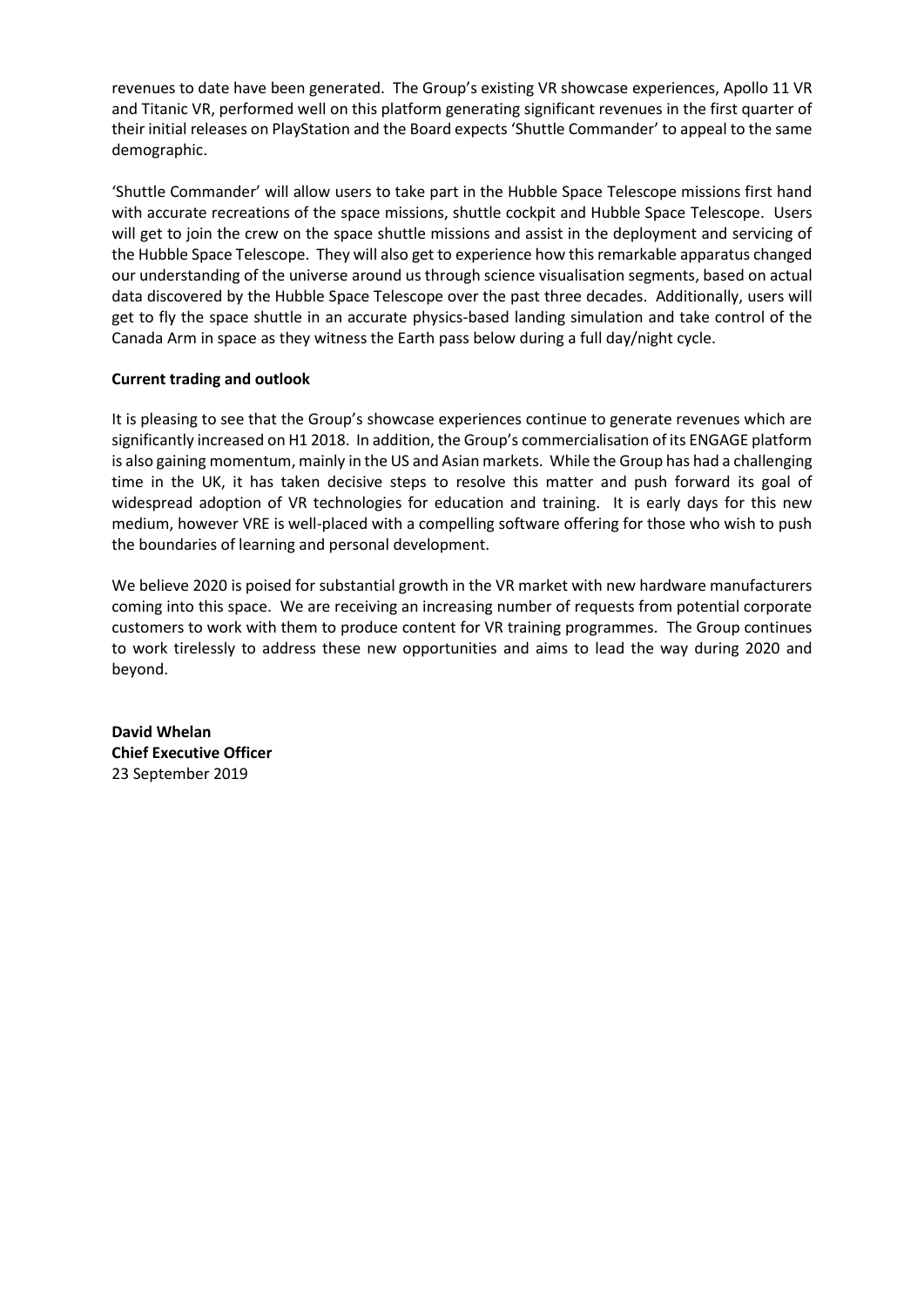revenues to date have been generated. The Group's existing VR showcase experiences, Apollo 11 VR and Titanic VR, performed well on this platform generating significant revenues in the first quarter of their initial releases on PlayStation and the Board expects 'Shuttle Commander' to appeal to the same demographic.

'Shuttle Commander' will allow users to take part in the Hubble Space Telescope missions first hand with accurate recreations of the space missions, shuttle cockpit and Hubble Space Telescope. Users will get to join the crew on the space shuttle missions and assist in the deployment and servicing of the Hubble Space Telescope. They will also get to experience how this remarkable apparatus changed our understanding of the universe around us through science visualisation segments, based on actual data discovered by the Hubble Space Telescope over the past three decades. Additionally, users will get to fly the space shuttle in an accurate physics-based landing simulation and take control of the Canada Arm in space as they witness the Earth pass below during a full day/night cycle.

**Current trading and outlook**

It is pleasing to see that the Group's showcase experiences continue to generate revenues which are significantly increased on H1 2018. In addition, the Group's commercialisation of its ENGAGE platform is also gaining momentum, mainly in the US and Asian markets. While the Group has had a challenging time in the UK, it has taken decisive steps to resolve this matter and push forward its goal of widespread adoption of VR technologies for education and training. It is early days for this new medium, however VRE is well-placed with a compelling software offering for those who wish to push the boundaries of learning and personal development.

We believe 2020 is poised for substantial growth in the VR market with new hardware manufacturers coming into this space. We are receiving an increasing number of requests from potential corporate customers to work with them to produce content for VR training programmes. The Group continues to work tirelessly to address these new opportunities and aims to lead the way during 2020 and beyond.

**David Whelan**
**Chief Executive Officer**
23 September 2019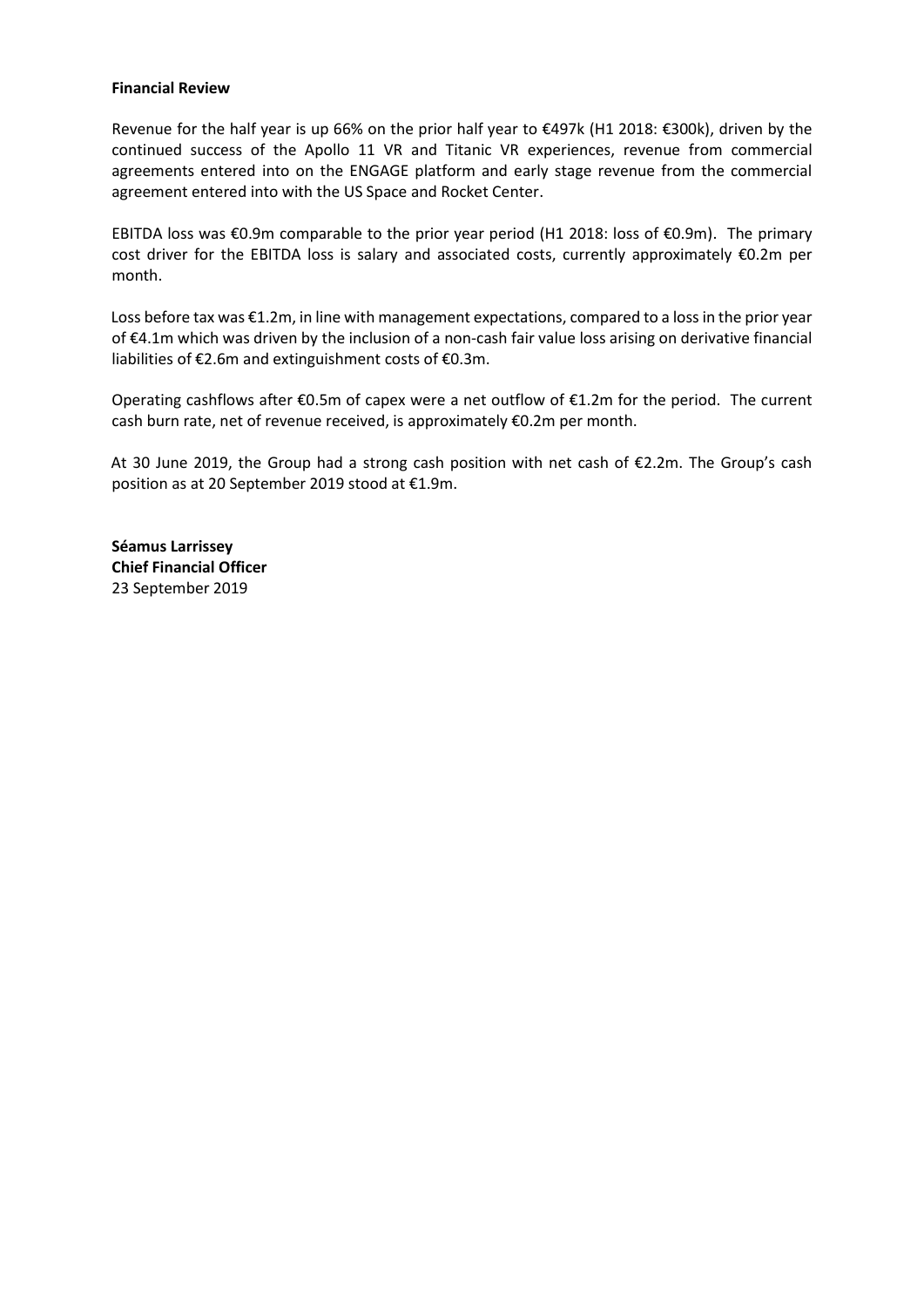**Financial Review**

Revenue for the half year is up 66% on the prior half year to €497k (H1 2018: €300k), driven by the continued success of the Apollo 11 VR and Titanic VR experiences, revenue from commercial agreements entered into on the ENGAGE platform and early stage revenue from the commercial agreement entered into with the US Space and Rocket Center.

EBITDA loss was €0.9m comparable to the prior year period (H1 2018: loss of €0.9m). The primary cost driver for the EBITDA loss is salary and associated costs, currently approximately €0.2m per month.

Loss before tax was €1.2m, in line with management expectations, compared to a loss in the prior year of €4.1m which was driven by the inclusion of a non-cash fair value loss arising on derivative financial liabilities of €2.6m and extinguishment costs of €0.3m.

Operating cashflows after €0.5m of capex were a net outflow of €1.2m for the period. The current cash burn rate, net of revenue received, is approximately €0.2m per month.

At 30 June 2019, the Group had a strong cash position with net cash of €2.2m. The Group's cash position as at 20 September 2019 stood at €1.9m.

**Séamus Larrissey**
**Chief Financial Officer**
23 September 2019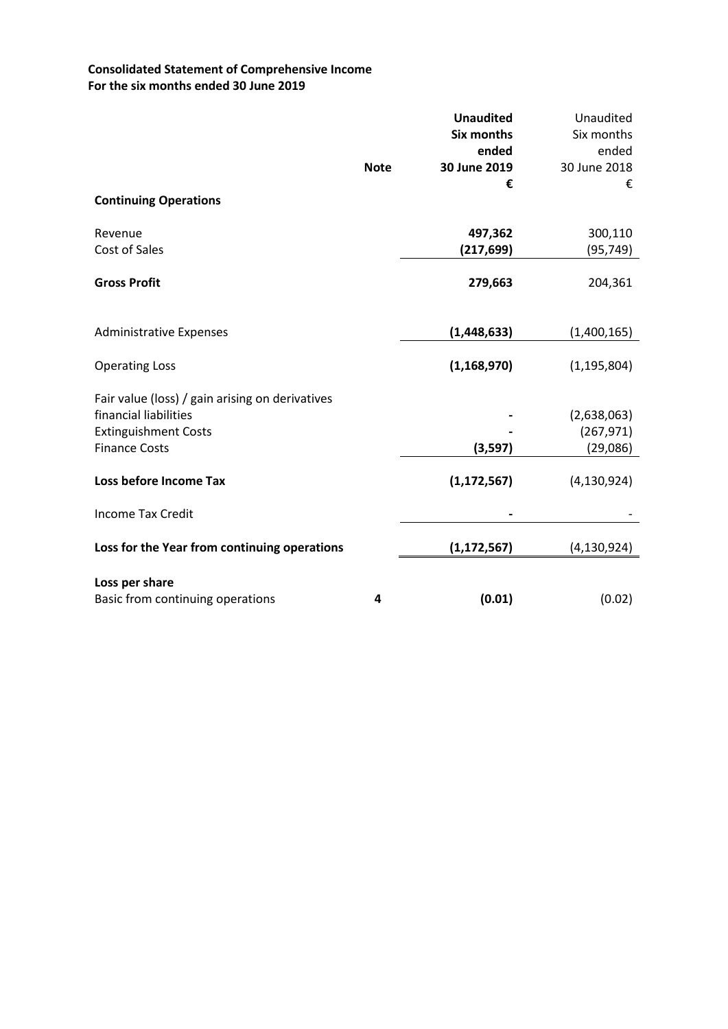**Consolidated Statement of Comprehensive Income**
**For the six months ended 30 June 2019**

| | Note | **Unaudited Six months ended 30 June 2019 €** | Unaudited Six months ended 30 June 2018 € |
|---|---|---|---|
| **Continuing Operations** | | | |
| Revenue | | **497,362** | 300,110 |
| Cost of Sales | | **(217,699)** | (95,749) |
| **Gross Profit** | | **279,663** | 204,361 |
| Administrative Expenses | | **(1,448,633)** | (1,400,165) |
| Operating Loss | | **(1,168,970)** | (1,195,804) |
| Fair value (loss) / gain arising on derivatives financial liabilities | | **-** | (2,638,063) |
| Extinguishment Costs | | **-** | (267,971) |
| Finance Costs | | **(3,597)** | (29,086) |
| **Loss before Income Tax** | | **(1,172,567)** | (4,130,924) |
| Income Tax Credit | | **-** | - |
| **Loss for the Year from continuing operations** | | **(1,172,567)** | (4,130,924) |
| **Loss per share** | | | |
| Basic from continuing operations | **4** | **(0.01)** | (0.02) |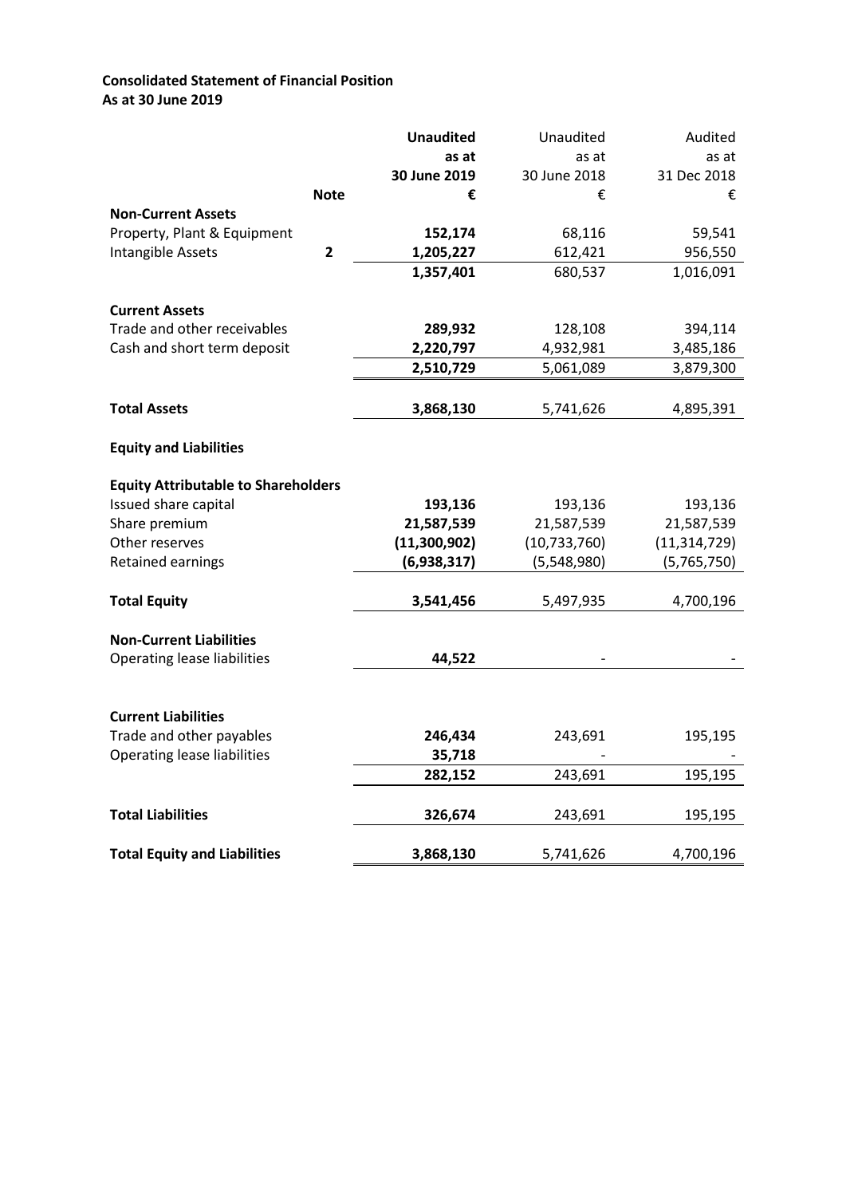**Consolidated Statement of Financial Position**
**As at 30 June 2019**

| | Note | **Unaudited as at 30 June 2019 €** | Unaudited as at 30 June 2018 € | Audited as at 31 Dec 2018 € |
|---|---|---|---|---|
| **Non-Current Assets** | | | | |
| Property, Plant & Equipment | | **152,174** | 68,116 | 59,541 |
| Intangible Assets | **2** | **1,205,227** | 612,421 | 956,550 |
| | | **1,357,401** | 680,537 | 1,016,091 |
| **Current Assets** | | | | |
| Trade and other receivables | | **289,932** | 128,108 | 394,114 |
| Cash and short term deposit | | **2,220,797** | 4,932,981 | 3,485,186 |
| | | **2,510,729** | 5,061,089 | 3,879,300 |
| **Total Assets** | | **3,868,130** | 5,741,626 | 4,895,391 |
| **Equity and Liabilities** | | | | |
| **Equity Attributable to Shareholders** | | | | |
| Issued share capital | | **193,136** | 193,136 | 193,136 |
| Share premium | | **21,587,539** | 21,587,539 | 21,587,539 |
| Other reserves | | **(11,300,902)** | (10,733,760) | (11,314,729) |
| Retained earnings | | **(6,938,317)** | (5,548,980) | (5,765,750) |
| **Total Equity** | | **3,541,456** | 5,497,935 | 4,700,196 |
| **Non-Current Liabilities** | | | | |
| Operating lease liabilities | | **44,522** | - | - |
| **Current Liabilities** | | | | |
| Trade and other payables | | **246,434** | 243,691 | 195,195 |
| Operating lease liabilities | | **35,718** | - | - |
| | | **282,152** | 243,691 | 195,195 |
| **Total Liabilities** | | **326,674** | 243,691 | 195,195 |
| **Total Equity and Liabilities** | | **3,868,130** | 5,741,626 | 4,700,196 |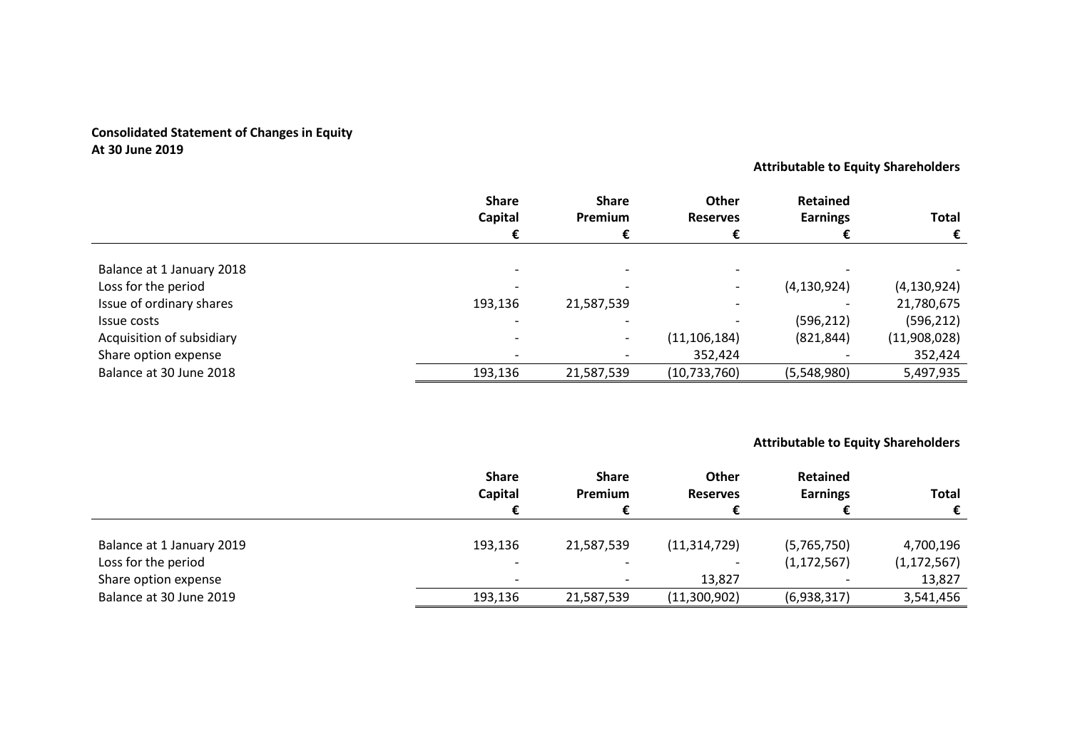**Consolidated Statement of Changes in Equity**
**At 30 June 2019**

**Attributable to Equity Shareholders**

| | Share Capital € | Share Premium € | Other Reserves € | Retained Earnings € | Total € |
|---|---|---|---|---|---|
| Balance at 1 January 2018 | - | - | - | - | - |
| Loss for the period | - | - | - | (4,130,924) | (4,130,924) |
| Issue of ordinary shares | 193,136 | 21,587,539 | - | - | 21,780,675 |
| Issue costs | - | - | - | (596,212) | (596,212) |
| Acquisition of subsidiary | - | - | (11,106,184) | (821,844) | (11,908,028) |
| Share option expense | - | - | 352,424 | - | 352,424 |
| Balance at 30 June 2018 | 193,136 | 21,587,539 | (10,733,760) | (5,548,980) | 5,497,935 |

**Attributable to Equity Shareholders**

| | Share Capital € | Share Premium € | Other Reserves € | Retained Earnings € | Total € |
|---|---|---|---|---|---|
| Balance at 1 January 2019 | 193,136 | 21,587,539 | (11,314,729) | (5,765,750) | 4,700,196 |
| Loss for the period | - | - | - | (1,172,567) | (1,172,567) |
| Share option expense | - | - | 13,827 | - | 13,827 |
| Balance at 30 June 2019 | 193,136 | 21,587,539 | (11,300,902) | (6,938,317) | 3,541,456 |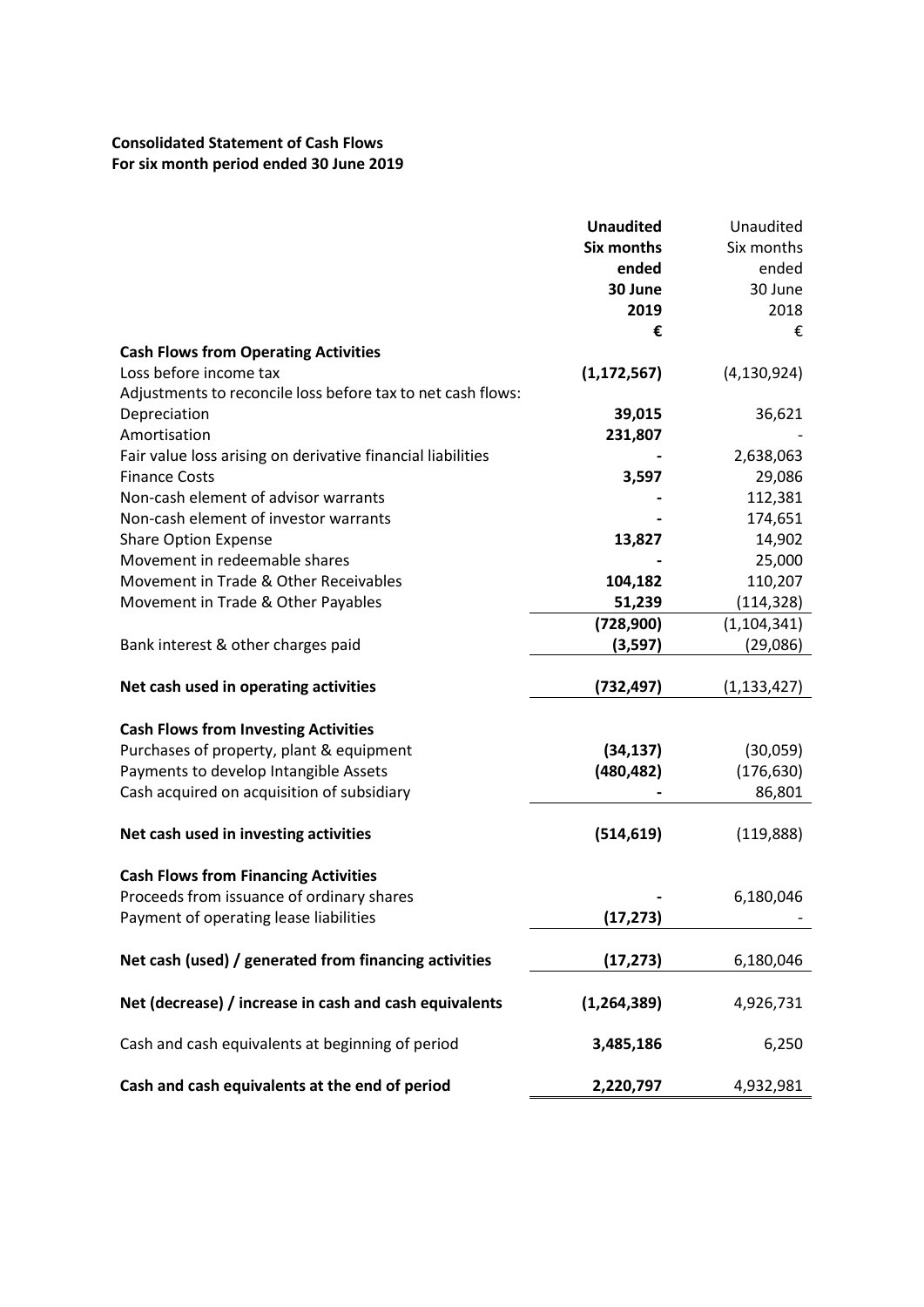**Consolidated Statement of Cash Flows**
**For six month period ended 30 June 2019**

| | **Unaudited Six months ended 30 June 2019 €** | Unaudited Six months ended 30 June 2018 € |
|---|---|---|
| **Cash Flows from Operating Activities** | | |
| Loss before income tax | **(1,172,567)** | (4,130,924) |
| Adjustments to reconcile loss before tax to net cash flows: | | |
| Depreciation | **39,015** | 36,621 |
| Amortisation | **231,807** | - |
| Fair value loss arising on derivative financial liabilities | **-** | 2,638,063 |
| Finance Costs | **3,597** | 29,086 |
| Non-cash element of advisor warrants | **-** | 112,381 |
| Non-cash element of investor warrants | **-** | 174,651 |
| Share Option Expense | **13,827** | 14,902 |
| Movement in redeemable shares | **-** | 25,000 |
| Movement in Trade & Other Receivables | **104,182** | 110,207 |
| Movement in Trade & Other Payables | **51,239** | (114,328) |
| | **(728,900)** | (1,104,341) |
| Bank interest & other charges paid | **(3,597)** | (29,086) |
| **Net cash used in operating activities** | **(732,497)** | (1,133,427) |
| **Cash Flows from Investing Activities** | | |
| Purchases of property, plant & equipment | **(34,137)** | (30,059) |
| Payments to develop Intangible Assets | **(480,482)** | (176,630) |
| Cash acquired on acquisition of subsidiary | **-** | 86,801 |
| **Net cash used in investing activities** | **(514,619)** | (119,888) |
| **Cash Flows from Financing Activities** | | |
| Proceeds from issuance of ordinary shares | **-** | 6,180,046 |
| Payment of operating lease liabilities | **(17,273)** | - |
| **Net cash (used) / generated from financing activities** | **(17,273)** | 6,180,046 |
| **Net (decrease) / increase in cash and cash equivalents** | **(1,264,389)** | 4,926,731 |
| Cash and cash equivalents at beginning of period | **3,485,186** | 6,250 |
| **Cash and cash equivalents at the end of period** | **2,220,797** | 4,932,981 |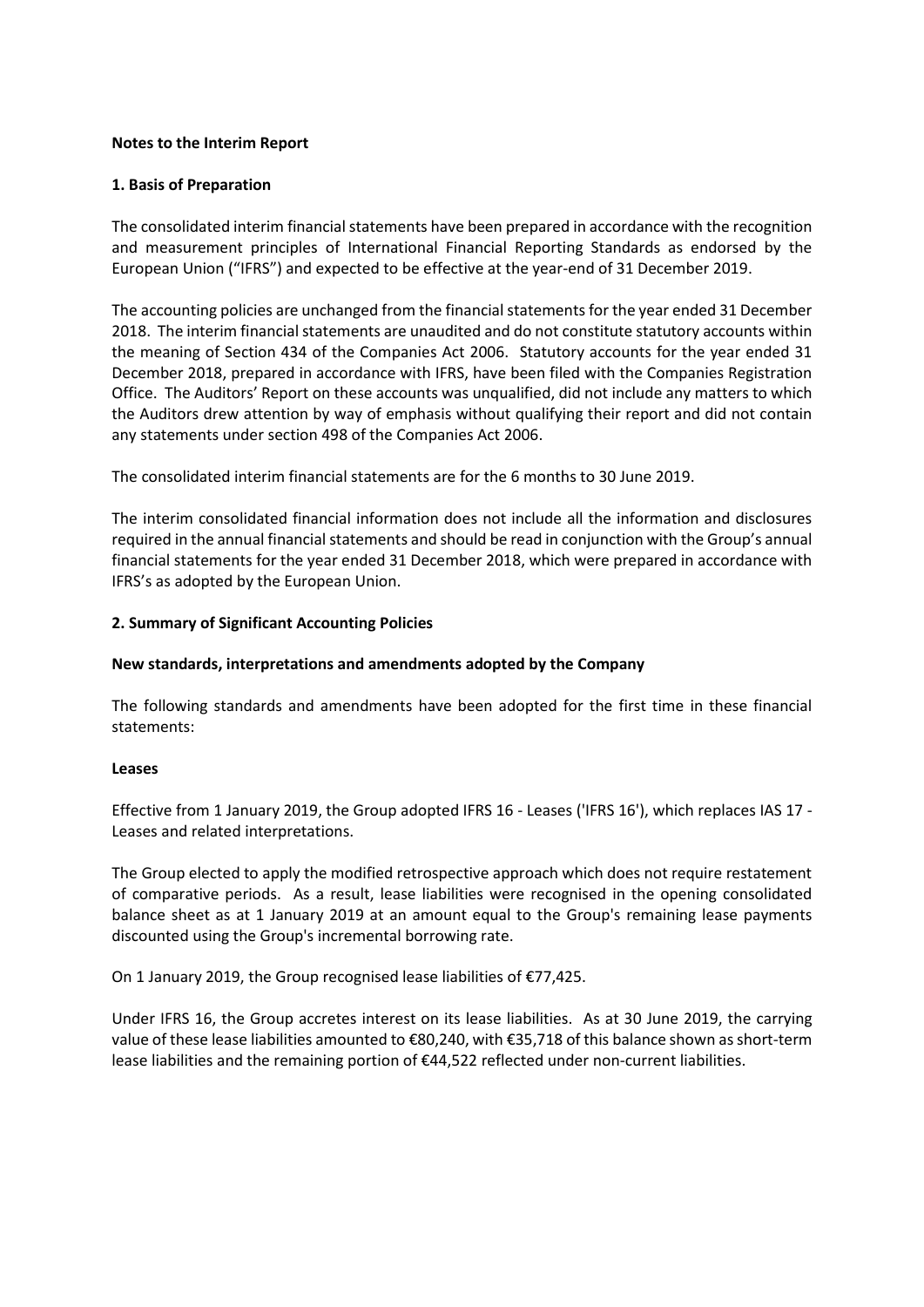**Notes to the Interim Report**

**1. Basis of Preparation**

The consolidated interim financial statements have been prepared in accordance with the recognition and measurement principles of International Financial Reporting Standards as endorsed by the European Union ("IFRS") and expected to be effective at the year-end of 31 December 2019.

The accounting policies are unchanged from the financial statements for the year ended 31 December 2018. The interim financial statements are unaudited and do not constitute statutory accounts within the meaning of Section 434 of the Companies Act 2006. Statutory accounts for the year ended 31 December 2018, prepared in accordance with IFRS, have been filed with the Companies Registration Office. The Auditors' Report on these accounts was unqualified, did not include any matters to which the Auditors drew attention by way of emphasis without qualifying their report and did not contain any statements under section 498 of the Companies Act 2006.

The consolidated interim financial statements are for the 6 months to 30 June 2019.

The interim consolidated financial information does not include all the information and disclosures required in the annual financial statements and should be read in conjunction with the Group's annual financial statements for the year ended 31 December 2018, which were prepared in accordance with IFRS's as adopted by the European Union.

**2. Summary of Significant Accounting Policies**

**New standards, interpretations and amendments adopted by the Company**

The following standards and amendments have been adopted for the first time in these financial statements:

**Leases**

Effective from 1 January 2019, the Group adopted IFRS 16 - Leases ('IFRS 16'), which replaces IAS 17 - Leases and related interpretations.

The Group elected to apply the modified retrospective approach which does not require restatement of comparative periods. As a result, lease liabilities were recognised in the opening consolidated balance sheet as at 1 January 2019 at an amount equal to the Group's remaining lease payments discounted using the Group's incremental borrowing rate.

On 1 January 2019, the Group recognised lease liabilities of €77,425.

Under IFRS 16, the Group accretes interest on its lease liabilities. As at 30 June 2019, the carrying value of these lease liabilities amounted to €80,240, with €35,718 of this balance shown as short-term lease liabilities and the remaining portion of €44,522 reflected under non-current liabilities.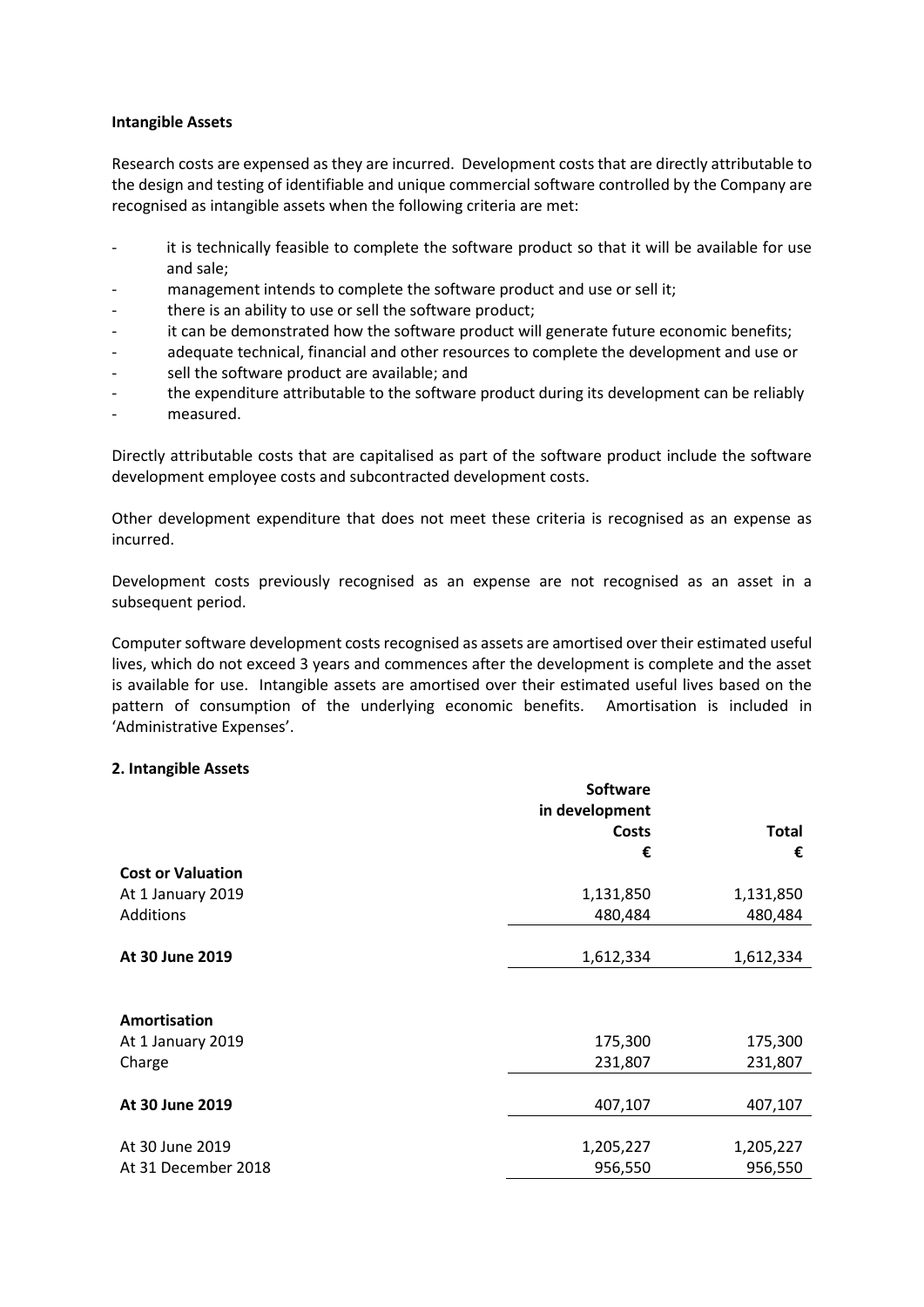**Intangible Assets**

Research costs are expensed as they are incurred. Development costs that are directly attributable to the design and testing of identifiable and unique commercial software controlled by the Company are recognised as intangible assets when the following criteria are met:

- it is technically feasible to complete the software product so that it will be available for use and sale;
- management intends to complete the software product and use or sell it;
- there is an ability to use or sell the software product;
- it can be demonstrated how the software product will generate future economic benefits;
- adequate technical, financial and other resources to complete the development and use or
- sell the software product are available; and
- the expenditure attributable to the software product during its development can be reliably
- measured.

Directly attributable costs that are capitalised as part of the software product include the software development employee costs and subcontracted development costs.

Other development expenditure that does not meet these criteria is recognised as an expense as incurred.

Development costs previously recognised as an expense are not recognised as an asset in a subsequent period.

Computer software development costs recognised as assets are amortised over their estimated useful lives, which do not exceed 3 years and commences after the development is complete and the asset is available for use. Intangible assets are amortised over their estimated useful lives based on the pattern of consumption of the underlying economic benefits. Amortisation is included in 'Administrative Expenses'.

**2. Intangible Assets**

| | Software in development Costs € | Total € |
|---|---|---|
| **Cost or Valuation** | | |
| At 1 January 2019 | 1,131,850 | 1,131,850 |
| Additions | 480,484 | 480,484 |
| **At 30 June 2019** | 1,612,334 | 1,612,334 |
| | | |
| **Amortisation** | | |
| At 1 January 2019 | 175,300 | 175,300 |
| Charge | 231,807 | 231,807 |
| **At 30 June 2019** | 407,107 | 407,107 |
| | | |
| At 30 June 2019 | 1,205,227 | 1,205,227 |
| At 31 December 2018 | 956,550 | 956,550 |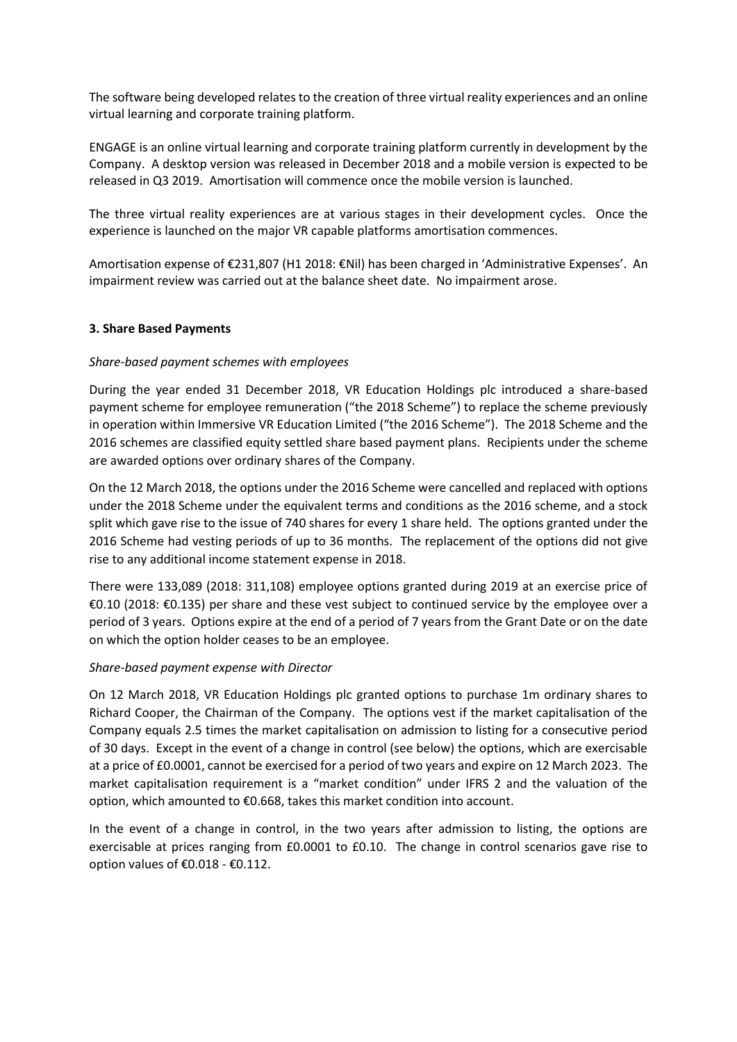The software being developed relates to the creation of three virtual reality experiences and an online virtual learning and corporate training platform.

ENGAGE is an online virtual learning and corporate training platform currently in development by the Company. A desktop version was released in December 2018 and a mobile version is expected to be released in Q3 2019. Amortisation will commence once the mobile version is launched.

The three virtual reality experiences are at various stages in their development cycles. Once the experience is launched on the major VR capable platforms amortisation commences.

Amortisation expense of €231,807 (H1 2018: €Nil) has been charged in 'Administrative Expenses'. An impairment review was carried out at the balance sheet date. No impairment arose.

### 3. Share Based Payments

*Share-based payment schemes with employees*

During the year ended 31 December 2018, VR Education Holdings plc introduced a share-based payment scheme for employee remuneration ("the 2018 Scheme") to replace the scheme previously in operation within Immersive VR Education Limited ("the 2016 Scheme"). The 2018 Scheme and the 2016 schemes are classified equity settled share based payment plans. Recipients under the scheme are awarded options over ordinary shares of the Company.

On the 12 March 2018, the options under the 2016 Scheme were cancelled and replaced with options under the 2018 Scheme under the equivalent terms and conditions as the 2016 scheme, and a stock split which gave rise to the issue of 740 shares for every 1 share held. The options granted under the 2016 Scheme had vesting periods of up to 36 months. The replacement of the options did not give rise to any additional income statement expense in 2018.

There were 133,089 (2018: 311,108) employee options granted during 2019 at an exercise price of €0.10 (2018: €0.135) per share and these vest subject to continued service by the employee over a period of 3 years. Options expire at the end of a period of 7 years from the Grant Date or on the date on which the option holder ceases to be an employee.

*Share-based payment expense with Director*

On 12 March 2018, VR Education Holdings plc granted options to purchase 1m ordinary shares to Richard Cooper, the Chairman of the Company. The options vest if the market capitalisation of the Company equals 2.5 times the market capitalisation on admission to listing for a consecutive period of 30 days. Except in the event of a change in control (see below) the options, which are exercisable at a price of £0.0001, cannot be exercised for a period of two years and expire on 12 March 2023. The market capitalisation requirement is a "market condition" under IFRS 2 and the valuation of the option, which amounted to €0.668, takes this market condition into account.

In the event of a change in control, in the two years after admission to listing, the options are exercisable at prices ranging from £0.0001 to £0.10. The change in control scenarios gave rise to option values of €0.018 - €0.112.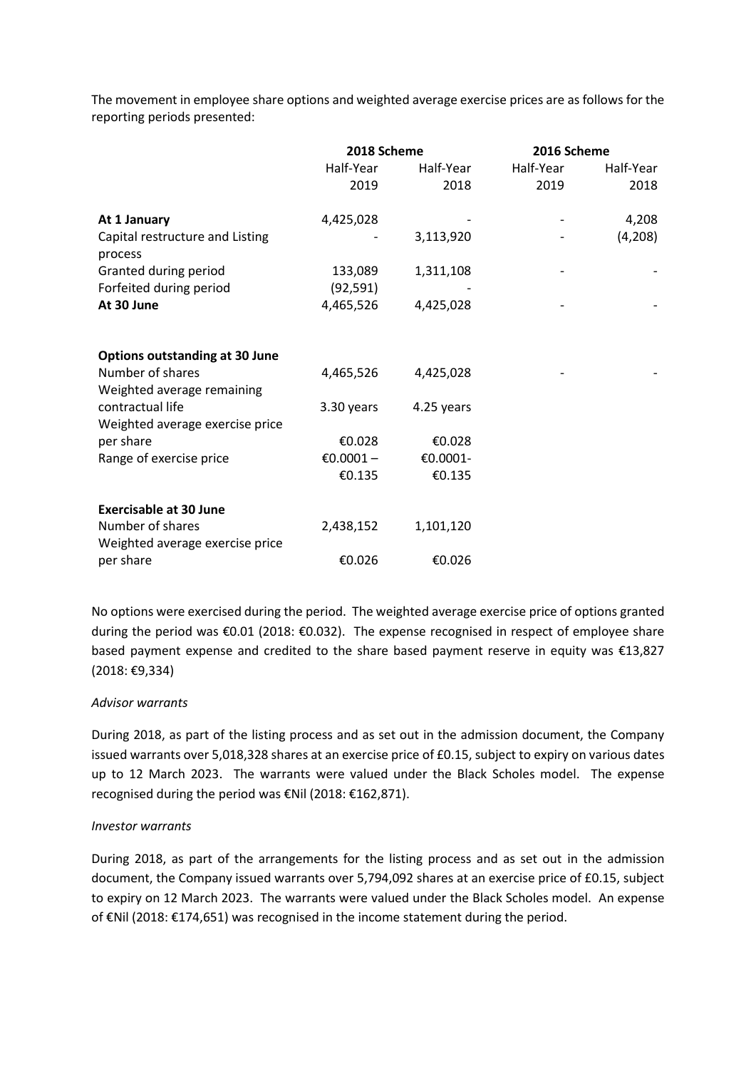The movement in employee share options and weighted average exercise prices are as follows for the reporting periods presented:

| | 2018 Scheme | | 2016 Scheme | |
|---|---|---|---|---|
| | Half-Year 2019 | Half-Year 2018 | Half-Year 2019 | Half-Year 2018 |
| **At 1 January** | 4,425,028 | - | - | 4,208 |
| Capital restructure and Listing process | - | 3,113,920 | - | (4,208) |
| Granted during period | 133,089 | 1,311,108 | - | - |
| Forfeited during period | (92,591) | - | | |
| **At 30 June** | 4,465,526 | 4,425,028 | - | - |
| | | | | |
| **Options outstanding at 30 June** | | | | |
| Number of shares | 4,465,526 | 4,425,028 | - | - |
| Weighted average remaining contractual life | 3.30 years | 4.25 years | | |
| Weighted average exercise price per share | €0.028 | €0.028 | | |
| Range of exercise price | €0.0001 – €0.135 | €0.0001- €0.135 | | |
| | | | | |
| **Exercisable at 30 June** | | | | |
| Number of shares | 2,438,152 | 1,101,120 | | |
| Weighted average exercise price per share | €0.026 | €0.026 | | |

No options were exercised during the period. The weighted average exercise price of options granted during the period was €0.01 (2018: €0.032). The expense recognised in respect of employee share based payment expense and credited to the share based payment reserve in equity was €13,827 (2018: €9,334)

*Advisor warrants*

During 2018, as part of the listing process and as set out in the admission document, the Company issued warrants over 5,018,328 shares at an exercise price of £0.15, subject to expiry on various dates up to 12 March 2023. The warrants were valued under the Black Scholes model. The expense recognised during the period was €Nil (2018: €162,871).

*Investor warrants*

During 2018, as part of the arrangements for the listing process and as set out in the admission document, the Company issued warrants over 5,794,092 shares at an exercise price of £0.15, subject to expiry on 12 March 2023. The warrants were valued under the Black Scholes model. An expense of €Nil (2018: €174,651) was recognised in the income statement during the period.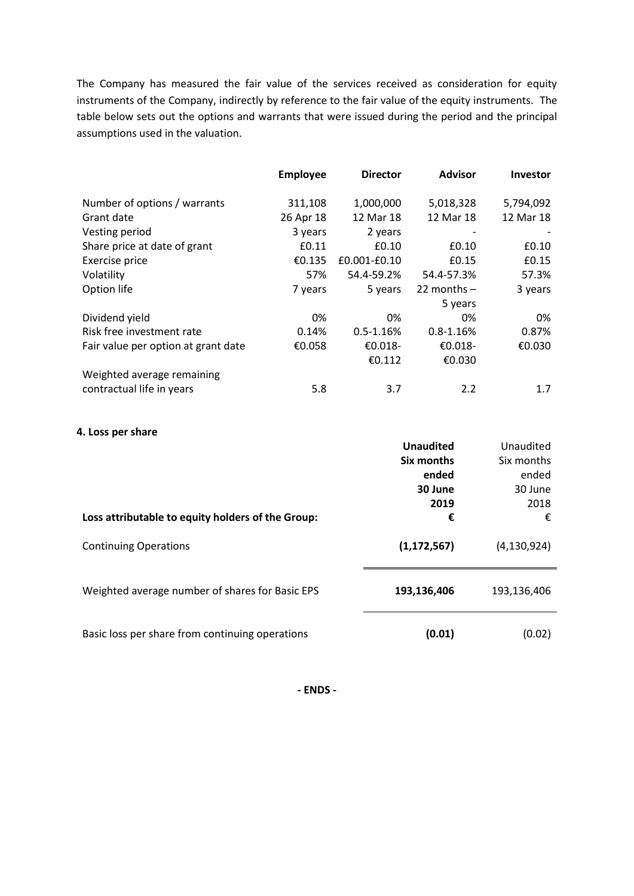The Company has measured the fair value of the services received as consideration for equity instruments of the Company, indirectly by reference to the fair value of the equity instruments. The table below sets out the options and warrants that were issued during the period and the principal assumptions used in the valuation.

| | **Employee** | **Director** | **Advisor** | **Investor** |
|---|---|---|---|---|
| Number of options / warrants | 311,108 | 1,000,000 | 5,018,328 | 5,794,092 |
| Grant date | 26 Apr 18 | 12 Mar 18 | 12 Mar 18 | 12 Mar 18 |
| Vesting period | 3 years | 2 years | - | - |
| Share price at date of grant | £0.11 | £0.10 | £0.10 | £0.10 |
| Exercise price | €0.135 | £0.001-£0.10 | £0.15 | £0.15 |
| Volatility | 57% | 54.4-59.2% | 54.4-57.3% | 57.3% |
| Option life | 7 years | 5 years | 22 months – 5 years | 3 years |
| Dividend yield | 0% | 0% | 0% | 0% |
| Risk free investment rate | 0.14% | 0.5-1.16% | 0.8-1.16% | 0.87% |
| Fair value per option at grant date | €0.058 | €0.018-€0.112 | €0.018-€0.030 | €0.030 |
| Weighted average remaining contractual life in years | 5.8 | 3.7 | 2.2 | 1.7 |

**4. Loss per share**

| | **Unaudited Six months ended 30 June 2019** | Unaudited Six months ended 30 June 2018 |
|---|---|---|
| **Loss attributable to equity holders of the Group:** | **€** | € |
| Continuing Operations | **(1,172,567)** | (4,130,924) |
| Weighted average number of shares for Basic EPS | **193,136,406** | 193,136,406 |
| Basic loss per share from continuing operations | **(0.01)** | (0.02) |

**- ENDS -**